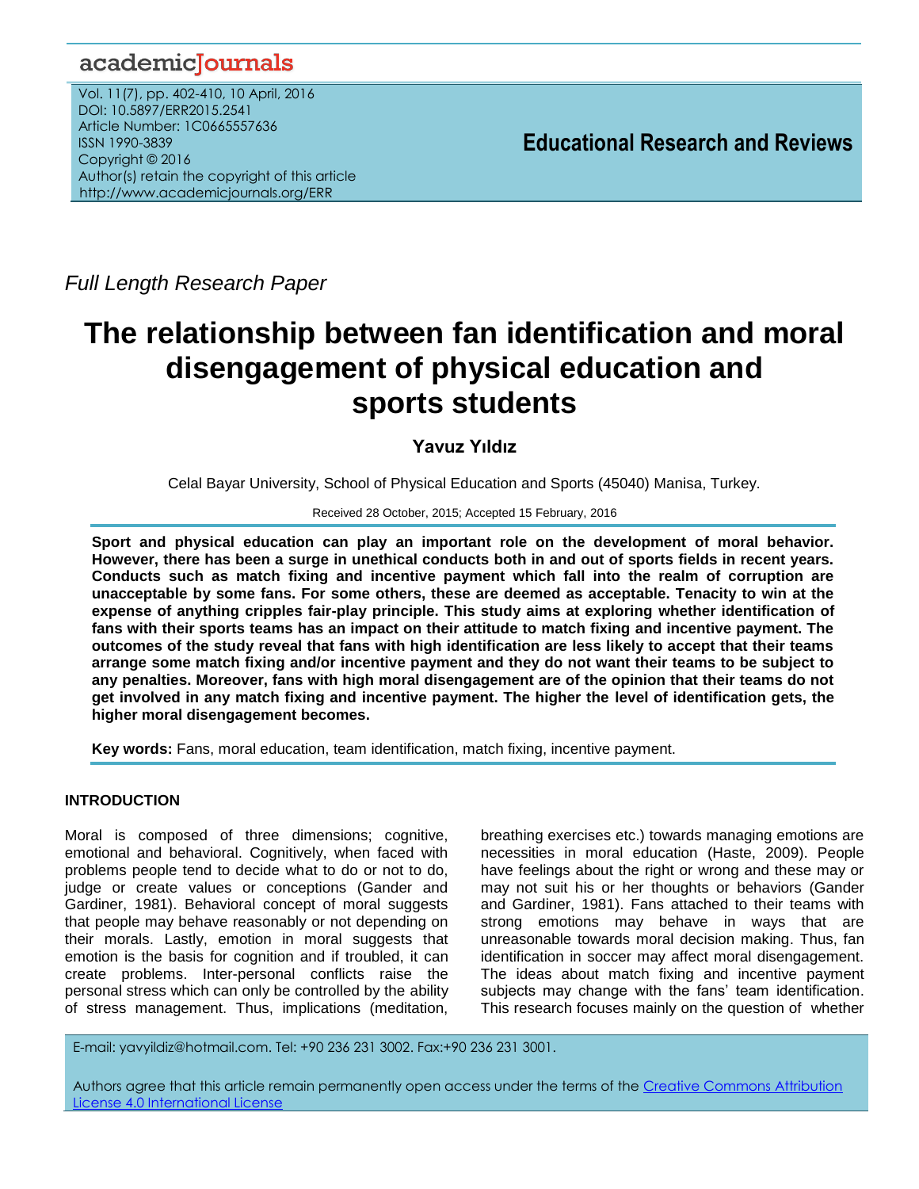*Full Length Research Paper*

# The relationship between fan identification and moral disengagement of physical education and sports students

**Yavuz Yıldız**

Celal Bayar University, School of Physical Education and Sports (45040) Manisa, Turkey.

Received 28 October, 2015; Accepted 15 February, 2016

**Sport and physical education can play an important role on the development of moral behavior. However, there has been a surge in unethical conducts both in and out of sports fields in recent years. Conducts such as match fixing and incentive payment which fall into the realm of corruption are unacceptable by some fans. For some others, these are deemed as acceptable. Tenacity to win at the expense of anything cripples fair-play principle. This study aims at exploring whether identification of fans with their sports teams has an impact on their attitude to match fixing and incentive payment. The outcomes of the study reveal that fans with high identification are less likely to accept that their teams arrange some match fixing and/or incentive payment and they do not want their teams to be subject to any penalties. Moreover, fans with high moral disengagement are of the opinion that their teams do not get involved in any match fixing and incentive payment. The higher the level of identification gets, the higher moral disengagement becomes.**

**Key words:** Fans, moral education, team identification, match fixing, incentive payment.

## INTRODUCTION

Moral is composed of three dimensions; cognitive, emotional and behavioral. Cognitively, when faced with problems people tend to decide what to do or not to do, judge or create values or conceptions (Gander and Gardiner, 1981). Behavioral concept of moral suggests that people may behave reasonably or not depending on their morals. Lastly, emotion in moral suggests that emotion is the basis for cognition and if troubled, it can create problems. Inter-personal conflicts raise the personal stress which can only be controlled by the ability of stress management. Thus, implications (meditation, breathing exercises etc.) towards managing emotions are necessities in moral education (Haste, 2009). People have feelings about the right or wrong and these may or may not suit his or her thoughts or behaviors (Gander and Gardiner, 1981). Fans attached to their teams with strong emotions may behave in ways that are unreasonable towards moral decision making. Thus, fan identification in soccer may affect moral disengagement. The ideas about match fixing and incentive payment subjects may change with the fans' team identification. This research focuses mainly on the question of whether

E-mail: yavyildiz@hotmail.com. Tel: +90 236 231 3002. Fax:+90 236 231 3001.

Authors agree that this article remain permanently open access under the terms of the Creative Commons Attribution License 4.0 International License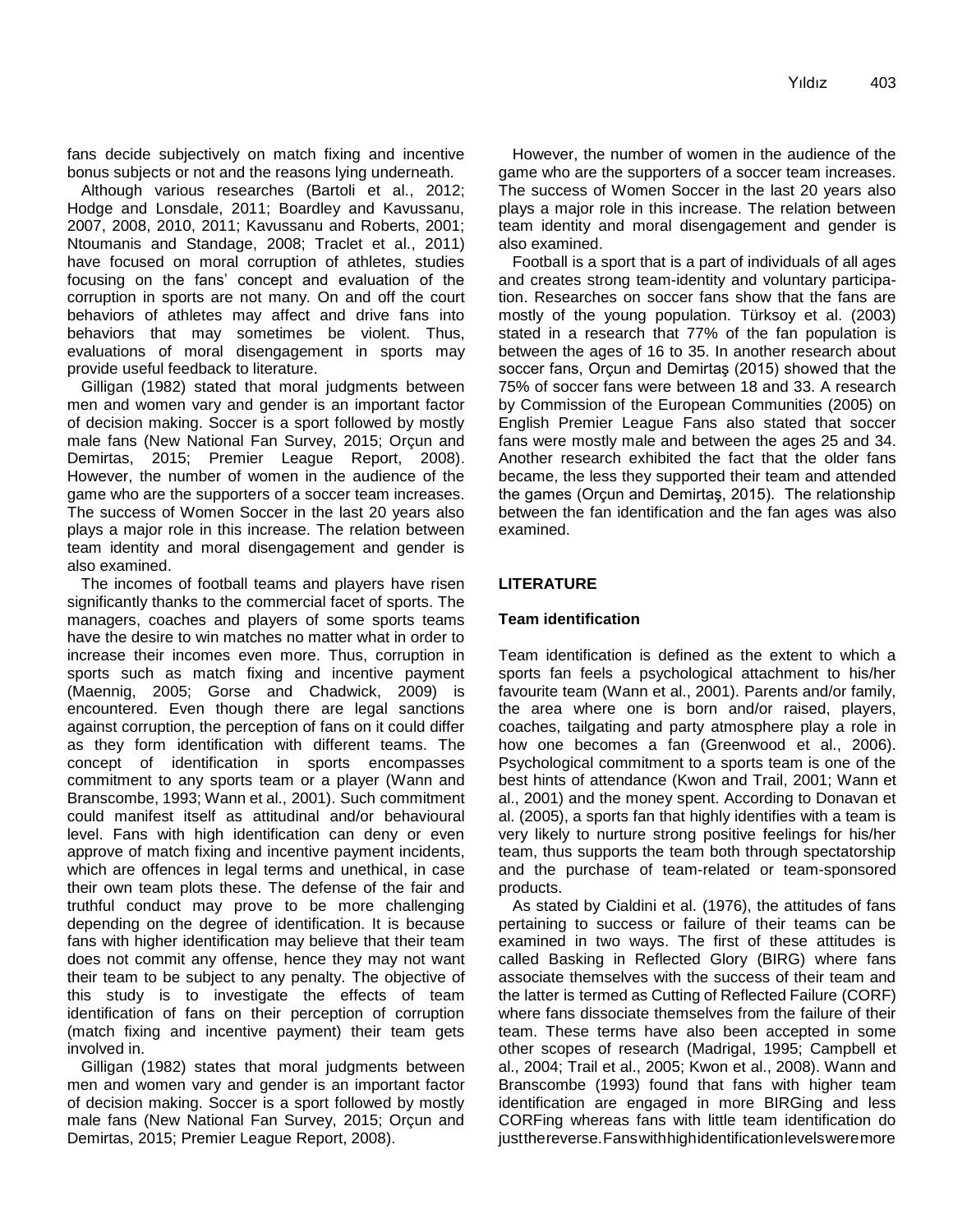fans decide subjectively on match fixing and incentive bonus subjects or not and the reasons lying underneath.

Although various researches (Bartoli et al., 2012; Hodge and Lonsdale, 2011; Boardley and Kavussanu, 2007, 2008, 2010, 2011; Kavussanu and Roberts, 2001; Ntoumanis and Standage, 2008; Traclet et al., 2011) have focused on moral corruption of athletes, studies focusing on the fans' concept and evaluation of the corruption in sports are not many. On and off the court behaviors of athletes may affect and drive fans into behaviors that may sometimes be violent. Thus, evaluations of moral disengagement in sports may provide useful feedback to literature.

Gilligan (1982) stated that moral judgments between men and women vary and gender is an important factor of decision making. Soccer is a sport followed by mostly male fans (New National Fan Survey, 2015; Orçun and Demirtas, 2015; Premier League Report, 2008). However, the number of women in the audience of the game who are the supporters of a soccer team increases. The success of Women Soccer in the last 20 years also plays a major role in this increase. The relation between team identity and moral disengagement and gender is also examined.

The incomes of football teams and players have risen significantly thanks to the commercial facet of sports. The managers, coaches and players of some sports teams have the desire to win matches no matter what in order to increase their incomes even more. Thus, corruption in sports such as match fixing and incentive payment (Maennig, 2005; Gorse and Chadwick, 2009) is encountered. Even though there are legal sanctions against corruption, the perception of fans on it could differ as they form identification with different teams. The concept of identification in sports encompasses commitment to any sports team or a player (Wann and Branscombe, 1993; Wann et al., 2001). Such commitment could manifest itself as attitudinal and/or behavioural level. Fans with high identification can deny or even approve of match fixing and incentive payment incidents, which are offences in legal terms and unethical, in case their own team plots these. The defense of the fair and truthful conduct may prove to be more challenging depending on the degree of identification. It is because fans with higher identification may believe that their team does not commit any offense, hence they may not want their team to be subject to any penalty. The objective of this study is to investigate the effects of team identification of fans on their perception of corruption (match fixing and incentive payment) their team gets involved in.

Gilligan (1982) states that moral judgments between men and women vary and gender is an important factor of decision making. Soccer is a sport followed by mostly male fans (New National Fan Survey, 2015; Orçun and Demirtas, 2015; Premier League Report, 2008).

However, the number of women in the audience of the game who are the supporters of a soccer team increases. The success of Women Soccer in the last 20 years also plays a major role in this increase. The relation between team identity and moral disengagement and gender is also examined.

Football is a sport that is a part of individuals of all ages and creates strong team-identity and voluntary participation. Researches on soccer fans show that the fans are mostly of the young population. Türksoy et al. (2003) stated in a research that 77% of the fan population is between the ages of 16 to 35. In another research about soccer fans, Orçun and Demirtaş (2015) showed that the 75% of soccer fans were between 18 and 33. A research by Commission of the European Communities (2005) on English Premier League Fans also stated that soccer fans were mostly male and between the ages 25 and 34. Another research exhibited the fact that the older fans became, the less they supported their team and attended the games (Orçun and Demirtaş, 2015). The relationship between the fan identification and the fan ages was also examined.

## LITERATURE

### Team identification

Team identification is defined as the extent to which a sports fan feels a psychological attachment to his/her favourite team (Wann et al., 2001). Parents and/or family, the area where one is born and/or raised, players, coaches, tailgating and party atmosphere play a role in how one becomes a fan (Greenwood et al., 2006). Psychological commitment to a sports team is one of the best hints of attendance (Kwon and Trail, 2001; Wann et al., 2001) and the money spent. According to Donavan et al. (2005), a sports fan that highly identifies with a team is very likely to nurture strong positive feelings for his/her team, thus supports the team both through spectatorship and the purchase of team-related or team-sponsored products.

As stated by Cialdini et al. (1976), the attitudes of fans pertaining to success or failure of their teams can be examined in two ways. The first of these attitudes is called Basking in Reflected Glory (BIRG) where fans associate themselves with the success of their team and the latter is termed as Cutting of Reflected Failure (CORF) where fans dissociate themselves from the failure of their team. These terms have also been accepted in some other scopes of research (Madrigal, 1995; Campbell et al., 2004; Trail et al., 2005; Kwon et al., 2008). Wann and Branscombe (1993) found that fans with higher team identification are engaged in more BIRGing and less CORFing whereas fans with little team identification do just the reverse. Fans with high identification levels were more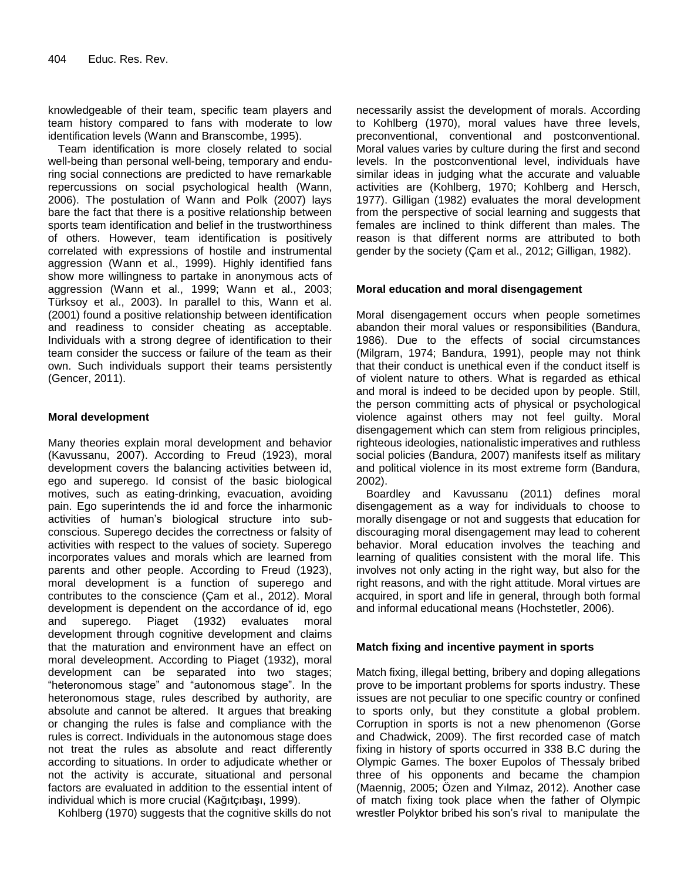knowledgeable of their team, specific team players and team history compared to fans with moderate to low identification levels (Wann and Branscombe, 1995).

Team identification is more closely related to social well-being than personal well-being, temporary and enduring social connections are predicted to have remarkable repercussions on social psychological health (Wann, 2006). The postulation of Wann and Polk (2007) lays bare the fact that there is a positive relationship between sports team identification and belief in the trustworthiness of others. However, team identification is positively correlated with expressions of hostile and instrumental aggression (Wann et al., 1999). Highly identified fans show more willingness to partake in anonymous acts of aggression (Wann et al., 1999; Wann et al., 2003; Türksoy et al., 2003). In parallel to this, Wann et al. (2001) found a positive relationship between identification and readiness to consider cheating as acceptable. Individuals with a strong degree of identification to their team consider the success or failure of the team as their own. Such individuals support their teams persistently (Gencer, 2011).

### Moral development

Many theories explain moral development and behavior (Kavussanu, 2007). According to Freud (1923), moral development covers the balancing activities between id, ego and superego. Id consist of the basic biological motives, such as eating-drinking, evacuation, avoiding pain. Ego superintends the id and force the inharmonic activities of human's biological structure into subconscious. Superego decides the correctness or falsity of activities with respect to the values of society. Superego incorporates values and morals which are learned from parents and other people. According to Freud (1923), moral development is a function of superego and contributes to the conscience (Çam et al., 2012). Moral development is dependent on the accordance of id, ego and superego. Piaget (1932) evaluates moral development through cognitive development and claims that the maturation and environment have an effect on moral develeopment. According to Piaget (1932), moral development can be separated into two stages; "heteronomous stage" and "autonomous stage". In the heteronomous stage, rules described by authority, are absolute and cannot be altered. It argues that breaking or changing the rules is false and compliance with the rules is correct. Individuals in the autonomous stage does not treat the rules as absolute and react differently according to situations. In order to adjudicate whether or not the activity is accurate, situational and personal factors are evaluated in addition to the essential intent of individual which is more crucial (Kağıtçıbaşı, 1999).

Kohlberg (1970) suggests that the cognitive skills do not necessarily assist the development of morals. According to Kohlberg (1970), moral values have three levels, preconventional, conventional and postconventional. Moral values varies by culture during the first and second levels. In the postconventional level, individuals have similar ideas in judging what the accurate and valuable activities are (Kohlberg, 1970; Kohlberg and Hersch, 1977). Gilligan (1982) evaluates the moral development from the perspective of social learning and suggests that females are inclined to think different than males. The reason is that different norms are attributed to both gender by the society (Çam et al., 2012; Gilligan, 1982).

### Moral education and moral disengagement

Moral disengagement occurs when people sometimes abandon their moral values or responsibilities (Bandura, 1986). Due to the effects of social circumstances (Milgram, 1974; Bandura, 1991), people may not think that their conduct is unethical even if the conduct itself is of violent nature to others. What is regarded as ethical and moral is indeed to be decided upon by people. Still, the person committing acts of physical or psychological violence against others may not feel guilty. Moral disengagement which can stem from religious principles, righteous ideologies, nationalistic imperatives and ruthless social policies (Bandura, 2007) manifests itself as military and political violence in its most extreme form (Bandura, 2002).

Boardley and Kavussanu (2011) defines moral disengagement as a way for individuals to choose to morally disengage or not and suggests that education for discouraging moral disengagement may lead to coherent behavior. Moral education involves the teaching and learning of qualities consistent with the moral life. This involves not only acting in the right way, but also for the right reasons, and with the right attitude. Moral virtues are acquired, in sport and life in general, through both formal and informal educational means (Hochstetler, 2006).

### Match fixing and incentive payment in sports

Match fixing, illegal betting, bribery and doping allegations prove to be important problems for sports industry. These issues are not peculiar to one specific country or confined to sports only, but they constitute a global problem. Corruption in sports is not a new phenomenon (Gorse and Chadwick, 2009). The first recorded case of match fixing in history of sports occurred in 338 B.C during the Olympic Games. The boxer Eupolos of Thessaly bribed three of his opponents and became the champion (Maennig, 2005; Özen and Yılmaz, 2012). Another case of match fixing took place when the father of Olympic wrestler Polyktor bribed his son's rival to manipulate the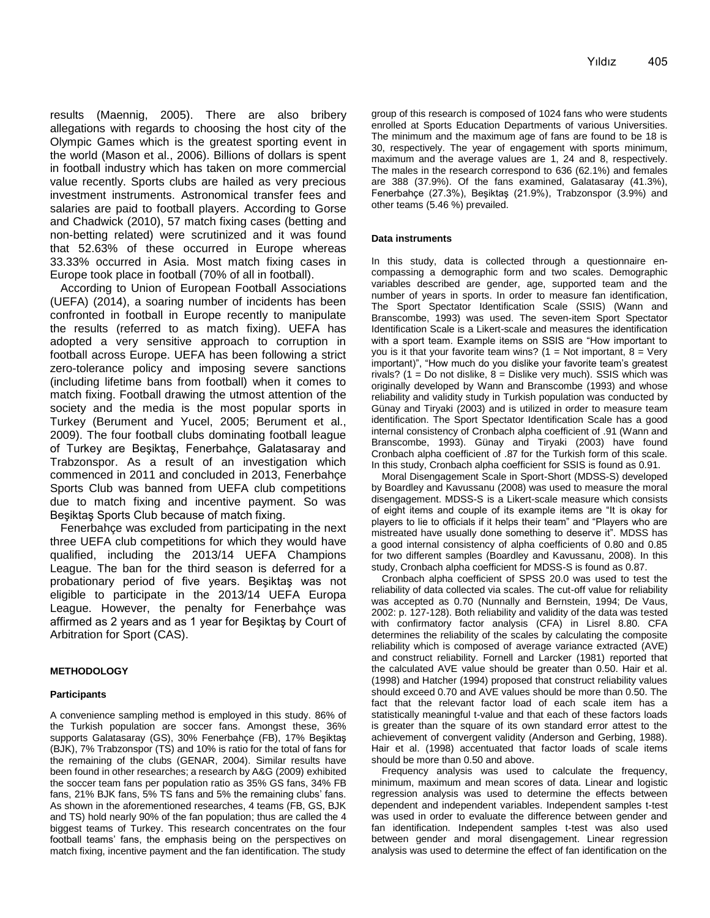results (Maennig, 2005). There are also bribery allegations with regards to choosing the host city of the Olympic Games which is the greatest sporting event in the world (Mason et al., 2006). Billions of dollars is spent in football industry which has taken on more commercial value recently. Sports clubs are hailed as very precious investment instruments. Astronomical transfer fees and salaries are paid to football players. According to Gorse and Chadwick (2010), 57 match fixing cases (betting and non-betting related) were scrutinized and it was found that 52.63% of these occurred in Europe whereas 33.33% occurred in Asia. Most match fixing cases in Europe took place in football (70% of all in football).

According to Union of European Football Associations (UEFA) (2014), a soaring number of incidents has been confronted in football in Europe recently to manipulate the results (referred to as match fixing). UEFA has adopted a very sensitive approach to corruption in football across Europe. UEFA has been following a strict zero-tolerance policy and imposing severe sanctions (including lifetime bans from football) when it comes to match fixing. Football drawing the utmost attention of the society and the media is the most popular sports in Turkey (Berument and Yucel, 2005; Berument et al., 2009). The four football clubs dominating football league of Turkey are Beşiktaş, Fenerbahçe, Galatasaray and Trabzonspor. As a result of an investigation which commenced in 2011 and concluded in 2013, Fenerbahçe Sports Club was banned from UEFA club competitions due to match fixing and incentive payment. So was Beşiktaş Sports Club because of match fixing.

Fenerbahçe was excluded from participating in the next three UEFA club competitions for which they would have qualified, including the 2013/14 UEFA Champions League. The ban for the third season is deferred for a probationary period of five years. Beşiktaş was not eligible to participate in the 2013/14 UEFA Europa League. However, the penalty for Fenerbahçe was affirmed as 2 years and as 1 year for Beşiktaş by Court of Arbitration for Sport (CAS).

## METHODOLOGY

### Participants

A convenience sampling method is employed in this study. 86% of the Turkish population are soccer fans. Amongst these, 36% supports Galatasaray (GS), 30% Fenerbahçe (FB), 17% Beşiktaş (BJK), 7% Trabzonspor (TS) and 10% is ratio for the total of fans for the remaining of the clubs (GENAR, 2004). Similar results have been found in other researches; a research by A&G (2009) exhibited the soccer team fans per population ratio as 35% GS fans, 34% FB fans, 21% BJK fans, 5% TS fans and 5% the remaining clubs' fans. As shown in the aforementioned researches, 4 teams (FB, GS, BJK and TS) hold nearly 90% of the fan population; thus are called the 4 biggest teams of Turkey. This research concentrates on the four football teams' fans, the emphasis being on the perspectives on match fixing, incentive payment and the fan identification. The study group of this research is composed of 1024 fans who were students enrolled at Sports Education Departments of various Universities. The minimum and the maximum age of fans are found to be 18 is 30, respectively. The year of engagement with sports minimum, maximum and the average values are 1, 24 and 8, respectively. The males in the research correspond to 636 (62.1%) and females are 388 (37.9%). Of the fans examined, Galatasaray (41.3%), Fenerbahçe (27.3%), Beşiktaş (21.9%), Trabzonspor (3.9%) and other teams (5.46 %) prevailed.

### Data instruments

In this study, data is collected through a questionnaire encompassing a demographic form and two scales. Demographic variables described are gender, age, supported team and the number of years in sports. In order to measure fan identification, The Sport Spectator Identification Scale (SSIS) (Wann and Branscombe, 1993) was used. The seven-item Sport Spectator Identification Scale is a Likert-scale and measures the identification with a sport team. Example items on SSIS are "How important to you is it that your favorite team wins? (1 = Not important, 8 = Very important)", "How much do you dislike your favorite team's greatest rivals? (1 = Do not dislike, 8 = Dislike very much). SSIS which was originally developed by Wann and Branscombe (1993) and whose reliability and validity study in Turkish population was conducted by Günay and Tiryaki (2003) and is utilized in order to measure team identification. The Sport Spectator Identification Scale has a good internal consistency of Cronbach alpha coefficient of .91 (Wann and Branscombe, 1993). Günay and Tiryaki (2003) have found Cronbach alpha coefficient of .87 for the Turkish form of this scale. In this study, Cronbach alpha coefficient for SSIS is found as 0.91.

Moral Disengagement Scale in Sport-Short (MDSS-S) developed by Boardley and Kavussanu (2008) was used to measure the moral disengagement. MDSS-S is a Likert-scale measure which consists of eight items and couple of its example items are "It is okay for players to lie to officials if it helps their team" and "Players who are mistreated have usually done something to deserve it". MDSS has a good internal consistency of alpha coefficients of 0.80 and 0.85 for two different samples (Boardley and Kavussanu, 2008). In this study, Cronbach alpha coefficient for MDSS-S is found as 0.87.

Cronbach alpha coefficient of SPSS 20.0 was used to test the reliability of data collected via scales. The cut-off value for reliability was accepted as 0.70 (Nunnally and Bernstein, 1994; De Vaus, 2002: p. 127-128). Both reliability and validity of the data was tested with confirmatory factor analysis (CFA) in Lisrel 8.80. CFA determines the reliability of the scales by calculating the composite reliability which is composed of average variance extracted (AVE) and construct reliability. Fornell and Larcker (1981) reported that the calculated AVE value should be greater than 0.50. Hair et al. (1998) and Hatcher (1994) proposed that construct reliability values should exceed 0.70 and AVE values should be more than 0.50. The fact that the relevant factor load of each scale item has a statistically meaningful t-value and that each of these factors loads is greater than the square of its own standard error attest to the achievement of convergent validity (Anderson and Gerbing, 1988). Hair et al. (1998) accentuated that factor loads of scale items should be more than 0.50 and above.

Frequency analysis was used to calculate the frequency, minimum, maximum and mean scores of data. Linear and logistic regression analysis was used to determine the effects between dependent and independent variables. Independent samples t-test was used in order to evaluate the difference between gender and fan identification. Independent samples t-test was also used between gender and moral disengagement. Linear regression analysis was used to determine the effect of fan identification on the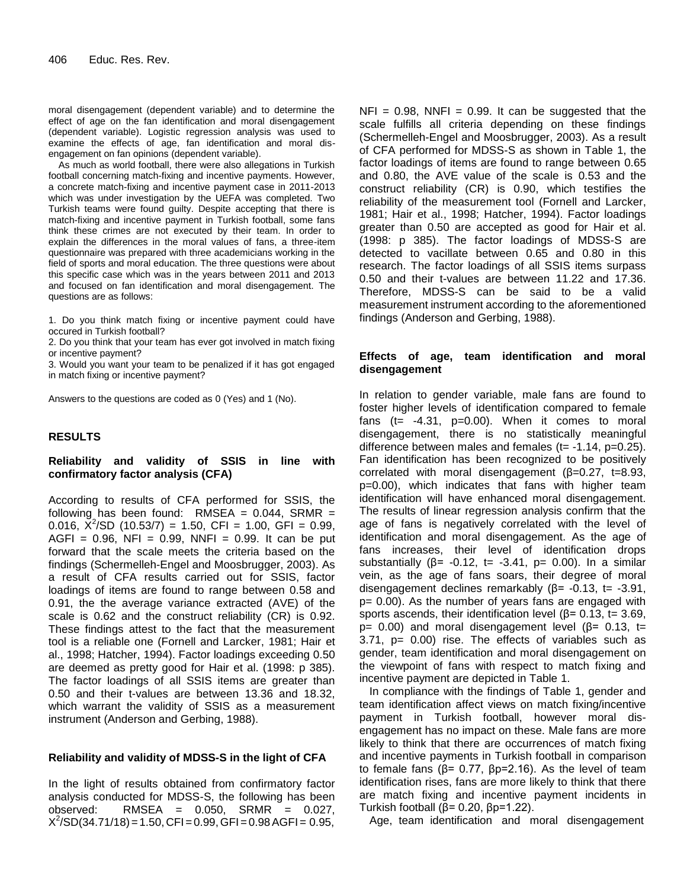moral disengagement (dependent variable) and to determine the effect of age on the fan identification and moral disengagement (dependent variable). Logistic regression analysis was used to examine the effects of age, fan identification and moral disengagement on fan opinions (dependent variable).

As much as world football, there were also allegations in Turkish football concerning match-fixing and incentive payments. However, a concrete match-fixing and incentive payment case in 2011-2013 which was under investigation by the UEFA was completed. Two Turkish teams were found guilty. Despite accepting that there is match-fixing and incentive payment in Turkish football, some fans think these crimes are not executed by their team. In order to explain the differences in the moral values of fans, a three-item questionnaire was prepared with three academicians working in the field of sports and moral education. The three questions were about this specific case which was in the years between 2011 and 2013 and focused on fan identification and moral disengagement. The questions are as follows:

1. Do you think match fixing or incentive payment could have occured in Turkish football?
2. Do you think that your team has ever got involved in match fixing or incentive payment?
3. Would you want your team to be penalized if it has got engaged in match fixing or incentive payment?

Answers to the questions are coded as 0 (Yes) and 1 (No).

## RESULTS

### Reliability and validity of SSIS in line with confirmatory factor analysis (CFA)

According to results of CFA performed for SSIS, the following has been found: RMSEA = 0.044, SRMR = 0.016, $X^2$/SD (10.53/7) = 1.50, CFI = 1.00, GFI = 0.99, AGFI = 0.96, NFI = 0.99, NNFI = 0.99. It can be put forward that the scale meets the criteria based on the findings (Schermelleh-Engel and Moosbrugger, 2003). As a result of CFA results carried out for SSIS, factor loadings of items are found to range between 0.58 and 0.91, the the average variance extracted (AVE) of the scale is 0.62 and the construct reliability (CR) is 0.92. These findings attest to the fact that the measurement tool is a reliable one (Fornell and Larcker, 1981; Hair et al., 1998; Hatcher, 1994). Factor loadings exceeding 0.50 are deemed as pretty good for Hair et al. (1998: p 385). The factor loadings of all SSIS items are greater than 0.50 and their t-values are between 13.36 and 18.32, which warrant the validity of SSIS as a measurement instrument (Anderson and Gerbing, 1988).

### Reliability and validity of MDSS-S in the light of CFA

In the light of results obtained from confirmatory factor analysis conducted for MDSS-S, the following has been observed: RMSEA = 0.050, SRMR = 0.027, $X^2$/SD(34.71/18) = 1.50, CFI = 0.99, GFI = 0.98 AGFI = 0.95, NFI = 0.98, NNFI = 0.99. It can be suggested that the scale fulfills all criteria depending on these findings (Schermelleh-Engel and Moosbrugger, 2003). As a result of CFA performed for MDSS-S as shown in Table 1, the factor loadings of items are found to range between 0.65 and 0.80, the AVE value of the scale is 0.53 and the construct reliability (CR) is 0.90, which testifies the reliability of the measurement tool (Fornell and Larcker, 1981; Hair et al., 1998; Hatcher, 1994). Factor loadings greater than 0.50 are accepted as good for Hair et al. (1998: p 385). The factor loadings of MDSS-S are detected to vacillate between 0.65 and 0.80 in this research. The factor loadings of all SSIS items surpass 0.50 and their t-values are between 11.22 and 17.36. Therefore, MDSS-S can be said to be a valid measurement instrument according to the aforementioned findings (Anderson and Gerbing, 1988).

### Effects of age, team identification and moral disengagement

In relation to gender variable, male fans are found to foster higher levels of identification compared to female fans ($t = -4.31$, $p = 0.00$). When it comes to moral disengagement, there is no statistically meaningful difference between males and females ($t = -1.14$, $p = 0.25$). Fan identification has been recognized to be positively correlated with moral disengagement ($\beta = 0.27$, $t = 8.93$, $p = 0.00$), which indicates that fans with higher team identification will have enhanced moral disengagement. The results of linear regression analysis confirm that the age of fans is negatively correlated with the level of identification and moral disengagement. As the age of fans increases, their level of identification drops substantially ($\beta = -0.12$, $t = -3.41$, $p = 0.00$). In a similar vein, as the age of fans soars, their degree of moral disengagement declines remarkably ($\beta = -0.13$, $t = -3.91$, $p = 0.00$). As the number of years fans are engaged with sports ascends, their identification level ($\beta = 0.13$, $t = 3.69$, $p = 0.00$) and moral disengagement level ($\beta = 0.13$, $t = 3.71$, $p = 0.00$) rise. The effects of variables such as gender, team identification and moral disengagement on the viewpoint of fans with respect to match fixing and incentive payment are depicted in Table 1.

In compliance with the findings of Table 1, gender and team identification affect views on match fixing/incentive payment in Turkish football, however moral disengagement has no impact on these. Male fans are more likely to think that there are occurrences of match fixing and incentive payments in Turkish football in comparison to female fans ($\beta = 0.77$, $\beta p = 2.16$). As the level of team identification rises, fans are more likely to think that there are match fixing and incentive payment incidents in Turkish football ($\beta = 0.20$, $\beta p = 1.22$).

Age, team identification and moral disengagement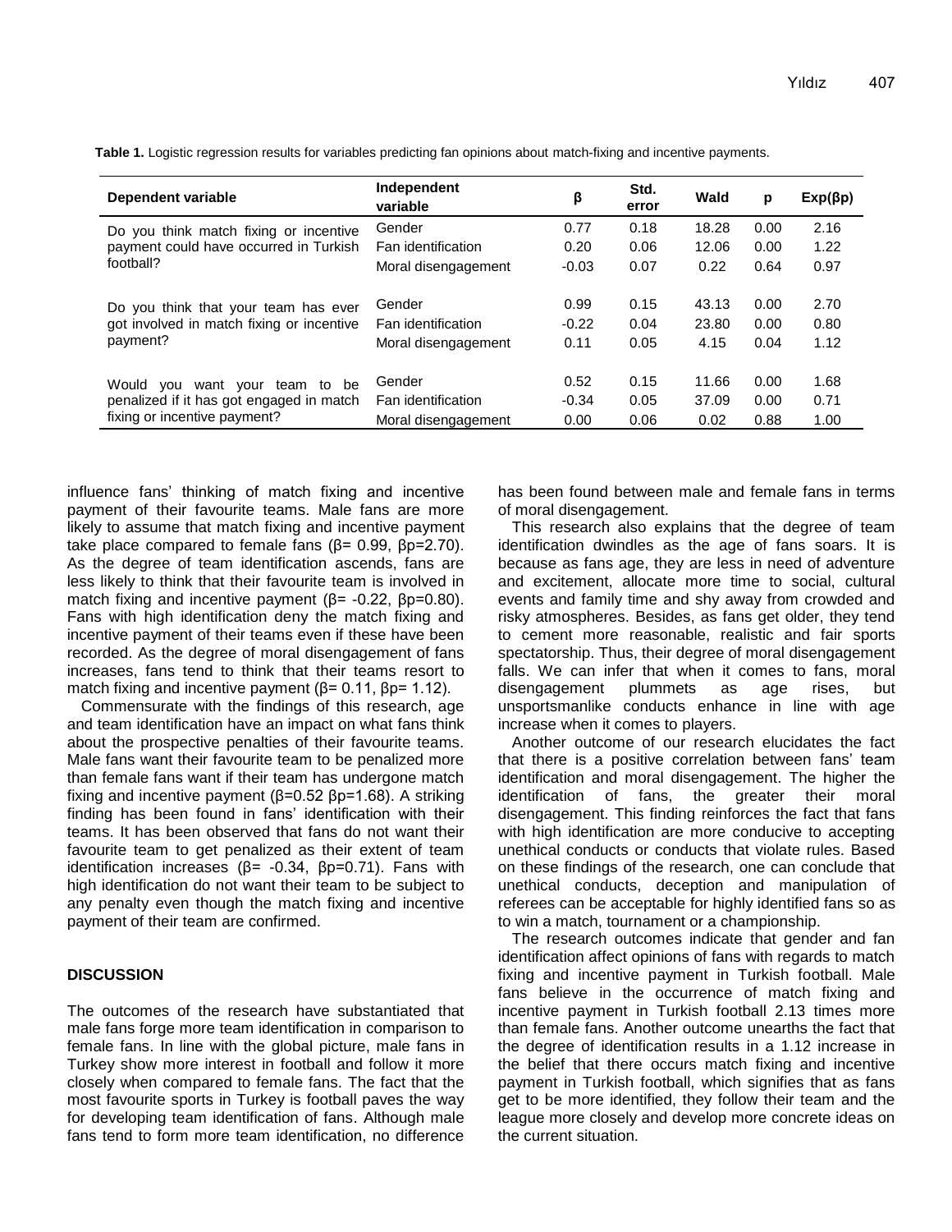**Table 1.** Logistic regression results for variables predicting fan opinions about match-fixing and incentive payments.

| Dependent variable | Independent variable | β | Std. error | Wald | p | Exp(βp) |
|---|---|---|---|---|---|---|
| Do you think match fixing or incentive payment could have occurred in Turkish football? | Gender | 0.77 | 0.18 | 18.28 | 0.00 | 2.16 |
| | Fan identification | 0.20 | 0.06 | 12.06 | 0.00 | 1.22 |
| | Moral disengagement | -0.03 | 0.07 | 0.22 | 0.64 | 0.97 |
| Do you think that your team has ever got involved in match fixing or incentive payment? | Gender | 0.99 | 0.15 | 43.13 | 0.00 | 2.70 |
| | Fan identification | -0.22 | 0.04 | 23.80 | 0.00 | 0.80 |
| | Moral disengagement | 0.11 | 0.05 | 4.15 | 0.04 | 1.12 |
| Would you want your team to be penalized if it has got engaged in match fixing or incentive payment? | Gender | 0.52 | 0.15 | 11.66 | 0.00 | 1.68 |
| | Fan identification | -0.34 | 0.05 | 37.09 | 0.00 | 0.71 |
| | Moral disengagement | 0.00 | 0.06 | 0.02 | 0.88 | 1.00 |

influence fans' thinking of match fixing and incentive payment of their favourite teams. Male fans are more likely to assume that match fixing and incentive payment take place compared to female fans (β= 0.99, βp=2.70). As the degree of team identification ascends, fans are less likely to think that their favourite team is involved in match fixing and incentive payment (β= -0.22, βp=0.80). Fans with high identification deny the match fixing and incentive payment of their teams even if these have been recorded. As the degree of moral disengagement of fans increases, fans tend to think that their teams resort to match fixing and incentive payment (β= 0.11, βp= 1.12).

Commensurate with the findings of this research, age and team identification have an impact on what fans think about the prospective penalties of their favourite teams. Male fans want their favourite team to be penalized more than female fans want if their team has undergone match fixing and incentive payment (β=0.52 βp=1.68). A striking finding has been found in fans' identification with their teams. It has been observed that fans do not want their favourite team to get penalized as their extent of team identification increases (β= -0.34, βp=0.71). Fans with high identification do not want their team to be subject to any penalty even though the match fixing and incentive payment of their team are confirmed.

## DISCUSSION

The outcomes of the research have substantiated that male fans forge more team identification in comparison to female fans. In line with the global picture, male fans in Turkey show more interest in football and follow it more closely when compared to female fans. The fact that the most favourite sports in Turkey is football paves the way for developing team identification of fans. Although male fans tend to form more team identification, no difference has been found between male and female fans in terms of moral disengagement.

This research also explains that the degree of team identification dwindles as the age of fans soars. It is because as fans age, they are less in need of adventure and excitement, allocate more time to social, cultural events and family time and shy away from crowded and risky atmospheres. Besides, as fans get older, they tend to cement more reasonable, realistic and fair sports spectatorship. Thus, their degree of moral disengagement falls. We can infer that when it comes to fans, moral disengagement plummets as age rises, but unsportsmanlike conducts enhance in line with age increase when it comes to players.

Another outcome of our research elucidates the fact that there is a positive correlation between fans' team identification and moral disengagement. The higher the identification of fans, the greater their moral disengagement. This finding reinforces the fact that fans with high identification are more conducive to accepting unethical conducts or conducts that violate rules. Based on these findings of the research, one can conclude that unethical conducts, deception and manipulation of referees can be acceptable for highly identified fans so as to win a match, tournament or a championship.

The research outcomes indicate that gender and fan identification affect opinions of fans with regards to match fixing and incentive payment in Turkish football. Male fans believe in the occurrence of match fixing and incentive payment in Turkish football 2.13 times more than female fans. Another outcome unearths the fact that the degree of identification results in a 1.12 increase in the belief that there occurs match fixing and incentive payment in Turkish football, which signifies that as fans get to be more identified, they follow their team and the league more closely and develop more concrete ideas on the current situation.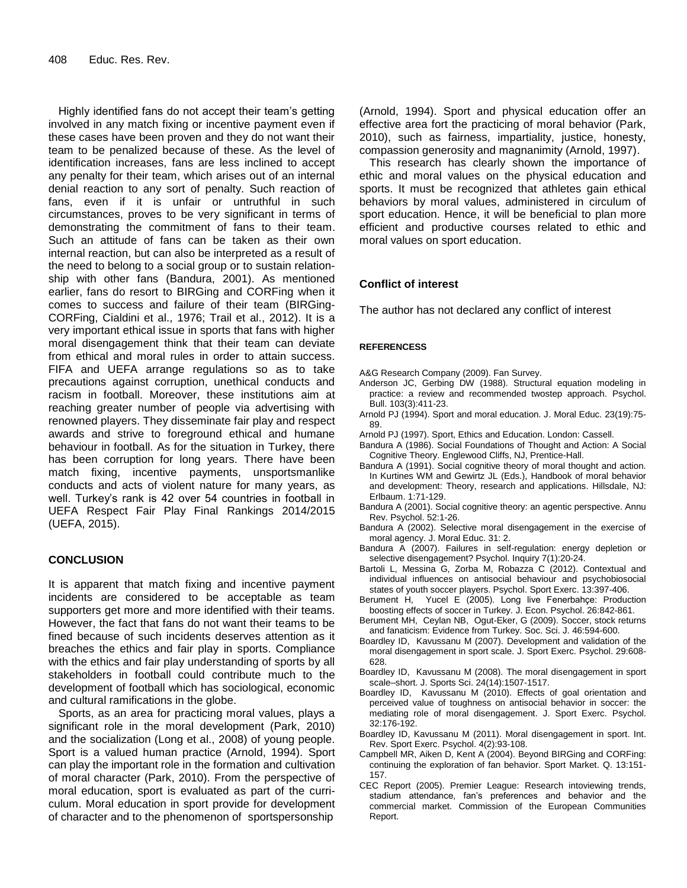Highly identified fans do not accept their team's getting involved in any match fixing or incentive payment even if these cases have been proven and they do not want their team to be penalized because of these. As the level of identification increases, fans are less inclined to accept any penalty for their team, which arises out of an internal denial reaction to any sort of penalty. Such reaction of fans, even if it is unfair or untruthful in such circumstances, proves to be very significant in terms of demonstrating the commitment of fans to their team. Such an attitude of fans can be taken as their own internal reaction, but can also be interpreted as a result of the need to belong to a social group or to sustain relationship with other fans (Bandura, 2001). As mentioned earlier, fans do resort to BIRGing and CORFing when it comes to success and failure of their team (BIRGing-CORFing, Cialdini et al., 1976; Trail et al., 2012). It is a very important ethical issue in sports that fans with higher moral disengagement think that their team can deviate from ethical and moral rules in order to attain success. FIFA and UEFA arrange regulations so as to take precautions against corruption, unethical conducts and racism in football. Moreover, these institutions aim at reaching greater number of people via advertising with renowned players. They disseminate fair play and respect awards and strive to foreground ethical and humane behaviour in football. As for the situation in Turkey, there has been corruption for long years. There have been match fixing, incentive payments, unsportsmanlike conducts and acts of violent nature for many years, as well. Turkey's rank is 42 over 54 countries in football in UEFA Respect Fair Play Final Rankings 2014/2015 (UEFA, 2015).

## CONCLUSION

It is apparent that match fixing and incentive payment incidents are considered to be acceptable as team supporters get more and more identified with their teams. However, the fact that fans do not want their teams to be fined because of such incidents deserves attention as it breaches the ethics and fair play in sports. Compliance with the ethics and fair play understanding of sports by all stakeholders in football could contribute much to the development of football which has sociological, economic and cultural ramifications in the globe.

Sports, as an area for practicing moral values, plays a significant role in the moral development (Park, 2010) and the socialization (Long et al., 2008) of young people. Sport is a valued human practice (Arnold, 1994). Sport can play the important role in the formation and cultivation of moral character (Park, 2010). From the perspective of moral education, sport is evaluated as part of the curriculum. Moral education in sport provide for development of character and to the phenomenon of sportspersonship (Arnold, 1994). Sport and physical education offer an effective area fort the practicing of moral behavior (Park, 2010), such as fairness, impartiality, justice, honesty, compassion generosity and magnanimity (Arnold, 1997).

This research has clearly shown the importance of ethic and moral values on the physical education and sports. It must be recognized that athletes gain ethical behaviors by moral values, administered in circulum of sport education. Hence, it will be beneficial to plan more efficient and productive courses related to ethic and moral values on sport education.

## Conflict of interest

The author has not declared any conflict of interest

## REFERENCESS

A&G Research Company (2009). Fan Survey.

Anderson JC, Gerbing DW (1988). Structural equation modeling in practice: a review and recommended twostep approach. Psychol. Bull. 103(3):411-23.

Arnold PJ (1994). Sport and moral education. J. Moral Educ. 23(19):75-89.

Arnold PJ (1997). Sport, Ethics and Education. London: Cassell.

Bandura A (1986). Social Foundations of Thought and Action: A Social Cognitive Theory. Englewood Cliffs, NJ, Prentice-Hall.

Bandura A (1991). Social cognitive theory of moral thought and action. In Kurtines WM and Gewirtz JL (Eds.), Handbook of moral behavior and development: Theory, research and applications. Hillsdale, NJ: Erlbaum. 1:71-129.

Bandura A (2001). Social cognitive theory: an agentic perspective. Annu Rev. Psychol. 52:1-26.

Bandura A (2002). Selective moral disengagement in the exercise of moral agency. J. Moral Educ. 31: 2.

Bandura A (2007). Failures in self-regulation: energy depletion or selective disengagement? Psychol. Inquiry 7(1):20-24.

Bartoli L, Messina G, Zorba M, Robazza C (2012). Contextual and individual influences on antisocial behaviour and psychobiosocial states of youth soccer players. Psychol. Sport Exerc. 13:397-406.

Berument H, Yucel E (2005). Long live Fenerbahçe: Production boosting effects of soccer in Turkey. J. Econ. Psychol. 26:842-861.

Berument MH, Ceylan NB, Ogut-Eker, G (2009). Soccer, stock returns and fanaticism: Evidence from Turkey. Soc. Sci. J. 46:594-600.

Boardley ID, Kavussanu M (2007). Development and validation of the moral disengagement in sport scale. J. Sport Exerc. Psychol. 29:608-628.

Boardley ID, Kavussanu M (2008). The moral disengagement in sport scale–short. J. Sports Sci. 24(14):1507-1517.

Boardley ID, Kavussanu M (2010). Effects of goal orientation and perceived value of toughness on antisocial behavior in soccer: the mediating role of moral disengagement. J. Sport Exerc. Psychol. 32:176-192.

Boardley ID, Kavussanu M (2011). Moral disengagement in sport. Int. Rev. Sport Exerc. Psychol. 4(2):93-108.

Campbell MR, Aiken D, Kent A (2004). Beyond BIRGing and CORFing: continuing the exploration of fan behavior. Sport Market. Q. 13:151-157.

CEC Report (2005). Premier League: Research intoviewing trends, stadium attendance, fan's preferences and behavior and the commercial market. Commission of the European Communities Report.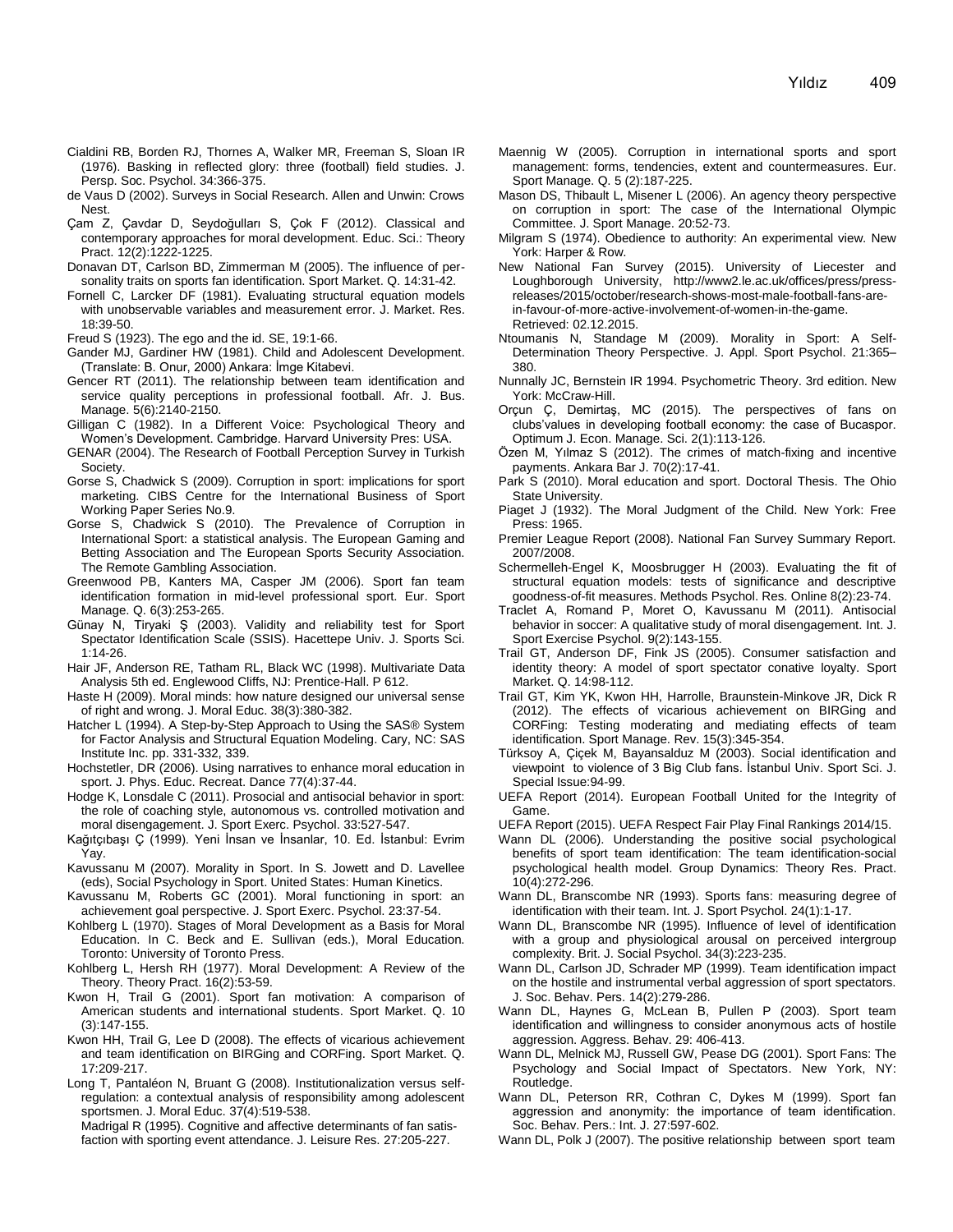Cialdini RB, Borden RJ, Thornes A, Walker MR, Freeman S, Sloan IR (1976). Basking in reflected glory: three (football) field studies. J. Persp. Soc. Psychol. 34:366-375.

de Vaus D (2002). Surveys in Social Research. Allen and Unwin: Crows Nest.

Çam Z, Çavdar D, Seydoğulları S, Çok F (2012). Classical and contemporary approaches for moral development. Educ. Sci.: Theory Pract. 12(2):1222-1225.

Donavan DT, Carlson BD, Zimmerman M (2005). The influence of personality traits on sports fan identification. Sport Market. Q. 14:31-42.

Fornell C, Larcker DF (1981). Evaluating structural equation models with unobservable variables and measurement error. J. Market. Res. 18:39-50.

Freud S (1923). The ego and the id. SE, 19:1-66.

Gander MJ, Gardiner HW (1981). Child and Adolescent Development. (Translate: B. Onur, 2000) Ankara: İmge Kitabevi.

Gencer RT (2011). The relationship between team identification and service quality perceptions in professional football. Afr. J. Bus. Manage. 5(6):2140-2150.

Gilligan C (1982). In a Different Voice: Psychological Theory and Women's Development. Cambridge. Harvard University Pres: USA.

GENAR (2004). The Research of Football Perception Survey in Turkish Society.

Gorse S, Chadwick S (2009). Corruption in sport: implications for sport marketing. CIBS Centre for the International Business of Sport Working Paper Series No.9.

Gorse S, Chadwick S (2010). The Prevalence of Corruption in International Sport: a statistical analysis. The European Gaming and Betting Association and The European Sports Security Association. The Remote Gambling Association.

Greenwood PB, Kanters MA, Casper JM (2006). Sport fan team identification formation in mid-level professional sport. Eur. Sport Manage. Q. 6(3):253-265.

Günay N, Tiryaki Ş (2003). Validity and reliability test for Sport Spectator Identification Scale (SSIS). Hacettepe Univ. J. Sports Sci. 1:14-26.

Hair JF, Anderson RE, Tatham RL, Black WC (1998). Multivariate Data Analysis 5th ed. Englewood Cliffs, NJ: Prentice-Hall. P 612.

Haste H (2009). Moral minds: how nature designed our universal sense of right and wrong. J. Moral Educ. 38(3):380-382.

Hatcher L (1994). A Step-by-Step Approach to Using the SAS® System for Factor Analysis and Structural Equation Modeling. Cary, NC: SAS Institute Inc. pp. 331-332, 339.

Hochstetler, DR (2006). Using narratives to enhance moral education in sport. J. Phys. Educ. Recreat. Dance 77(4):37-44.

Hodge K, Lonsdale C (2011). Prosocial and antisocial behavior in sport: the role of coaching style, autonomous vs. controlled motivation and moral disengagement. J. Sport Exerc. Psychol. 33:527-547.

Kağıtçıbaşı Ç (1999). Yeni İnsan ve İnsanlar, 10. Ed. İstanbul: Evrim Yay.

Kavussanu M (2007). Morality in Sport. In S. Jowett and D. Lavellee (eds), Social Psychology in Sport. United States: Human Kinetics.

Kavussanu M, Roberts GC (2001). Moral functioning in sport: an achievement goal perspective. J. Sport Exerc. Psychol. 23:37-54.

Kohlberg L (1970). Stages of Moral Development as a Basis for Moral Education. In C. Beck and E. Sullivan (eds.), Moral Education. Toronto: University of Toronto Press.

Kohlberg L, Hersh RH (1977). Moral Development: A Review of the Theory. Theory Pract. 16(2):53-59.

Kwon H, Trail G (2001). Sport fan motivation: A comparison of American students and international students. Sport Market. Q. 10 (3):147-155.

Kwon HH, Trail G, Lee D (2008). The effects of vicarious achievement and team identification on BIRGing and CORFing. Sport Market. Q. 17:209-217.

Long T, Pantaléon N, Bruant G (2008). Institutionalization versus self-regulation: a contextual analysis of responsibility among adolescent sportsmen. J. Moral Educ. 37(4):519-538.

Madrigal R (1995). Cognitive and affective determinants of fan satisfaction with sporting event attendance. J. Leisure Res. 27:205-227.

Maennig W (2005). Corruption in international sports and sport management: forms, tendencies, extent and countermeasures. Eur. Sport Manage. Q. 5 (2):187-225.

Mason DS, Thibault L, Misener L (2006). An agency theory perspective on corruption in sport: The case of the International Olympic Committee. J. Sport Manage. 20:52-73.

Milgram S (1974). Obedience to authority: An experimental view. New York: Harper & Row.

New National Fan Survey (2015). University of Liecester and Loughborough University, http://www2.le.ac.uk/offices/press/press-releases/2015/october/research-shows-most-male-football-fans-are-in-favour-of-more-active-involvement-of-women-in-the-game. Retrieved: 02.12.2015.

Ntoumanis N, Standage M (2009). Morality in Sport: A Self-Determination Theory Perspective. J. Appl. Sport Psychol. 21:365–380.

Nunnally JC, Bernstein IR 1994. Psychometric Theory. 3rd edition. New York: McCraw-Hill.

Orçun Ç, Demirtaş, MC (2015). The perspectives of fans on clubs'values in developing football economy: the case of Bucaspor. Optimum J. Econ. Manage. Sci. 2(1):113-126.

Özen M, Yılmaz S (2012). The crimes of match-fixing and incentive payments. Ankara Bar J. 70(2):17-41.

Park S (2010). Moral education and sport. Doctoral Thesis. The Ohio State University.

Piaget J (1932). The Moral Judgment of the Child. New York: Free Press: 1965.

Premier League Report (2008). National Fan Survey Summary Report. 2007/2008.

Schermelleh-Engel K, Moosbrugger H (2003). Evaluating the fit of structural equation models: tests of significance and descriptive goodness-of-fit measures. Methods Psychol. Res. Online 8(2):23-74.

Traclet A, Romand P, Moret O, Kavussanu M (2011). Antisocial behavior in soccer: A qualitative study of moral disengagement. Int. J. Sport Exercise Psychol. 9(2):143-155.

Trail GT, Anderson DF, Fink JS (2005). Consumer satisfaction and identity theory: A model of sport spectator conative loyalty. Sport Market. Q. 14:98-112.

Trail GT, Kim YK, Kwon HH, Harrolle, Braunstein-Minkove JR, Dick R (2012). The effects of vicarious achievement on BIRGing and CORFing: Testing moderating and mediating effects of team identification. Sport Manage. Rev. 15(3):345-354.

Türksoy A, Çiçek M, Bayansalduz M (2003). Social identification and viewpoint to violence of 3 Big Club fans. İstanbul Univ. Sport Sci. J. Special Issue:94-99.

UEFA Report (2014). European Football United for the Integrity of Game.

UEFA Report (2015). UEFA Respect Fair Play Final Rankings 2014/15.

Wann DL (2006). Understanding the positive social psychological benefits of sport team identification: The team identification-social psychological health model. Group Dynamics: Theory Res. Pract. 10(4):272-296.

Wann DL, Branscombe NR (1993). Sports fans: measuring degree of identification with their team. Int. J. Sport Psychol. 24(1):1-17.

Wann DL, Branscombe NR (1995). Influence of level of identification with a group and physiological arousal on perceived intergroup complexity. Brit. J. Social Psychol. 34(3):223-235.

Wann DL, Carlson JD, Schrader MP (1999). Team identification impact on the hostile and instrumental verbal aggression of sport spectators. J. Soc. Behav. Pers. 14(2):279-286.

Wann DL, Haynes G, McLean B, Pullen P (2003). Sport team identification and willingness to consider anonymous acts of hostile aggression. Aggress. Behav. 29: 406-413.

Wann DL, Melnick MJ, Russell GW, Pease DG (2001). Sport Fans: The Psychology and Social Impact of Spectators. New York, NY: Routledge.

Wann DL, Peterson RR, Cothran C, Dykes M (1999). Sport fan aggression and anonymity: the importance of team identification. Soc. Behav. Pers.: Int. J. 27:597-602.

Wann DL, Polk J (2007). The positive relationship between sport team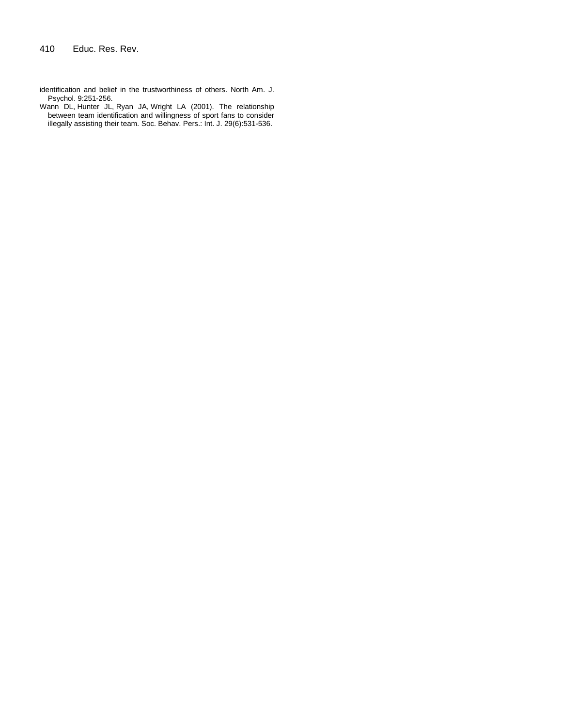identification and belief in the trustworthiness of others. North Am. J. Psychol. 9:251-256.

Wann DL, Hunter JL, Ryan JA, Wright LA (2001). The relationship between team identification and willingness of sport fans to consider illegally assisting their team. Soc. Behav. Pers.: Int. J. 29(6):531-536.